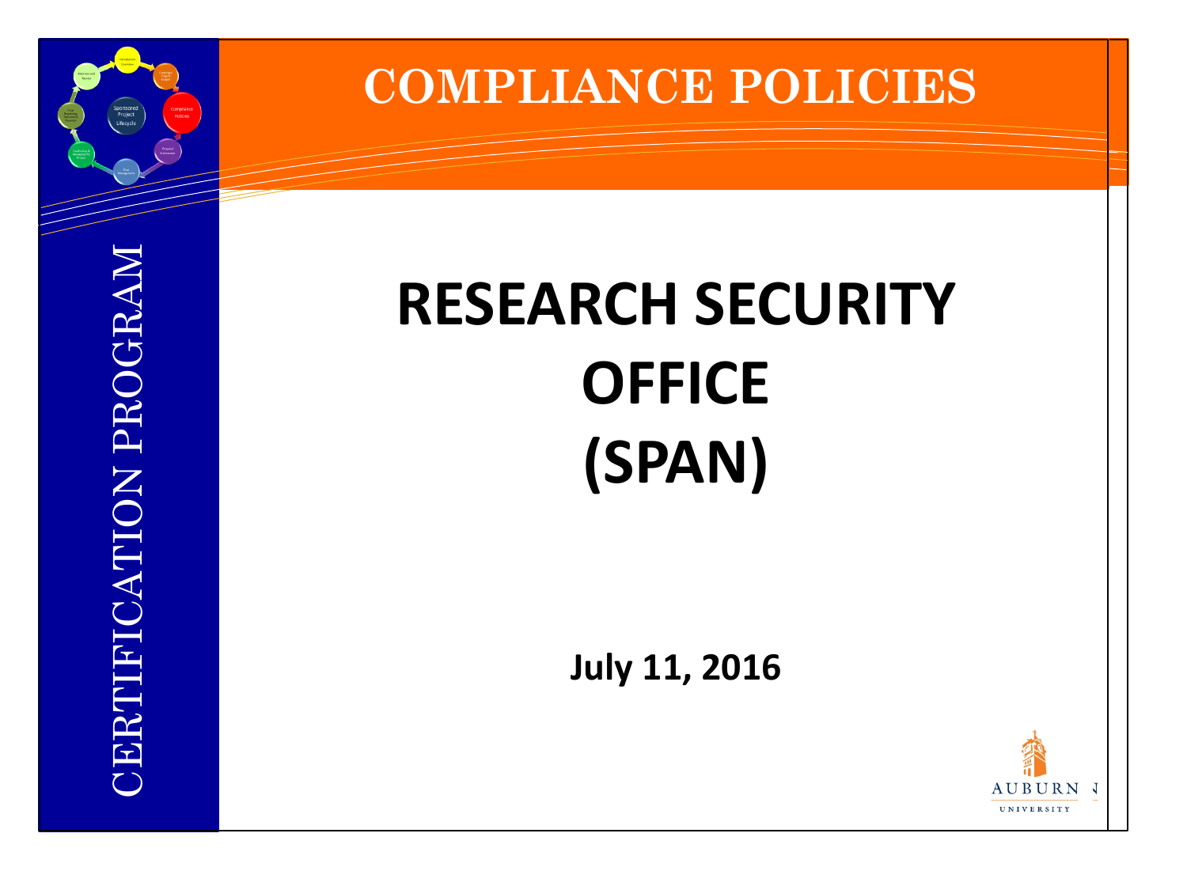# COMPLIANCE POLICIES

CERTIFICATION PROGRAM

# RESEARCH SECURITY OFFICE (SPAN)

**July 11, 2016**

AUBURN UNIVERSITY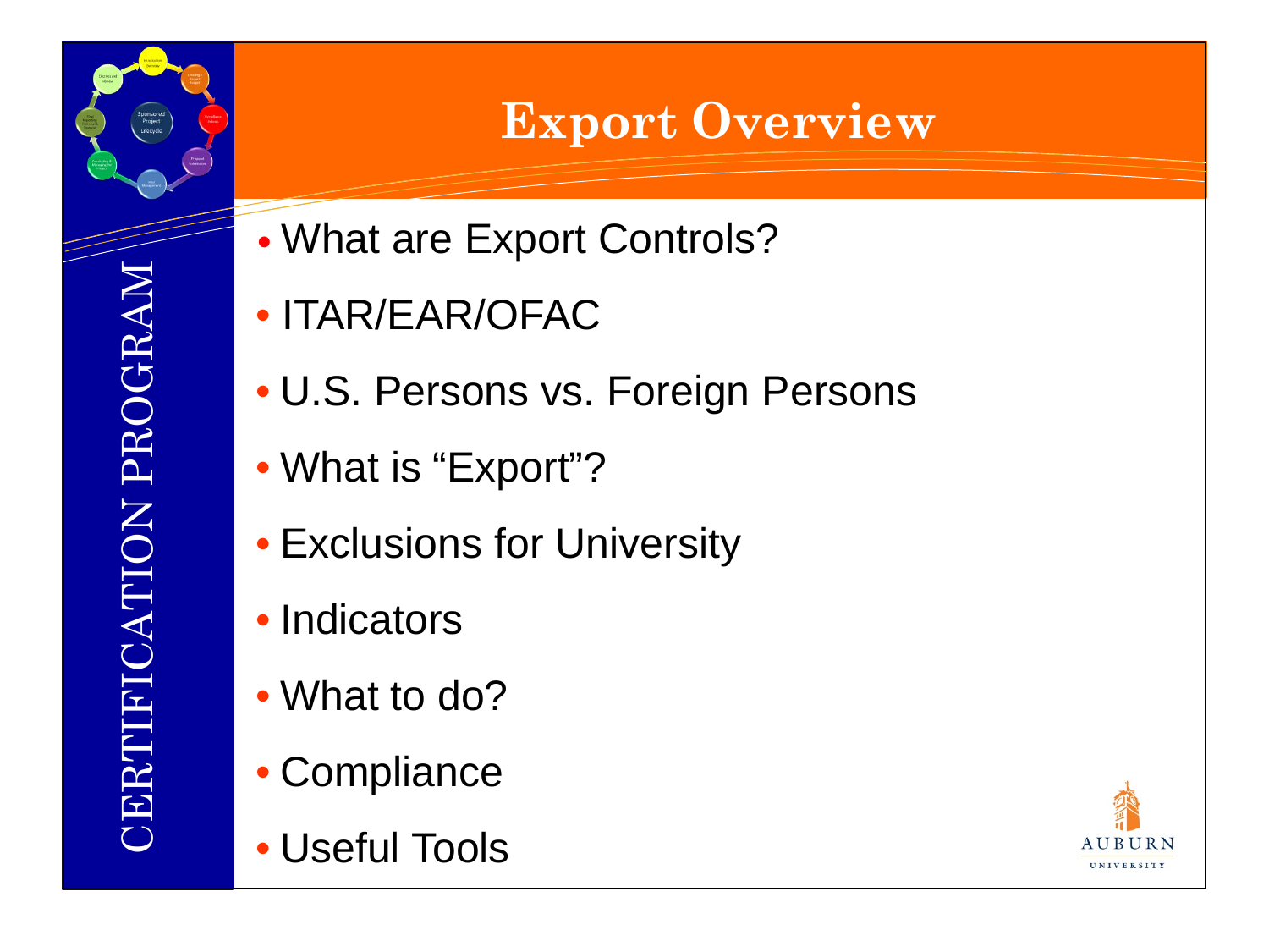# Export Overview

- What are Export Controls?
- ITAR/EAR/OFAC
- U.S. Persons vs. Foreign Persons
- What is "Export"?
- Exclusions for University
- Indicators
- What to do?
- Compliance
- Useful Tools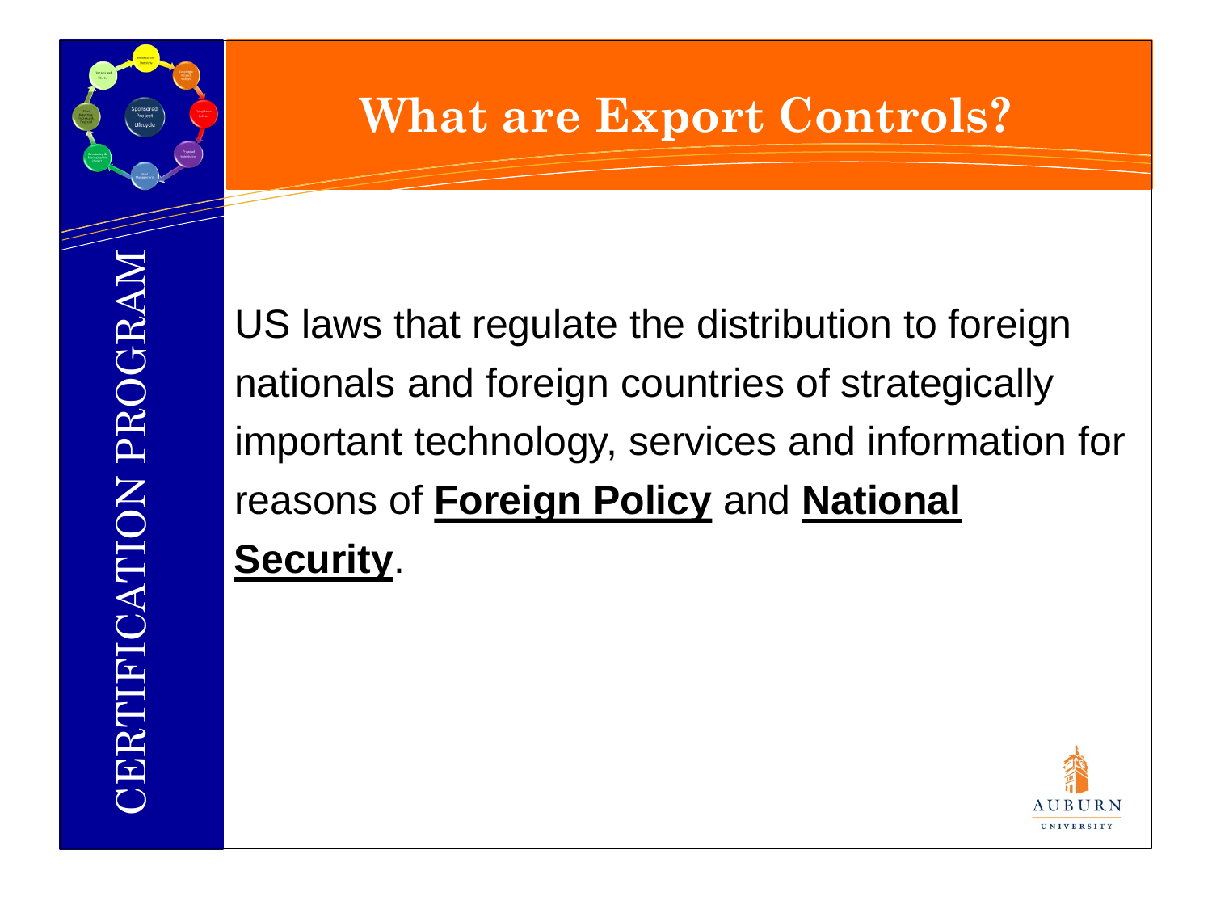# What are Export Controls?

US laws that regulate the distribution to foreign nationals and foreign countries of strategically important technology, services and information for reasons of **Foreign Policy** and **National Security**.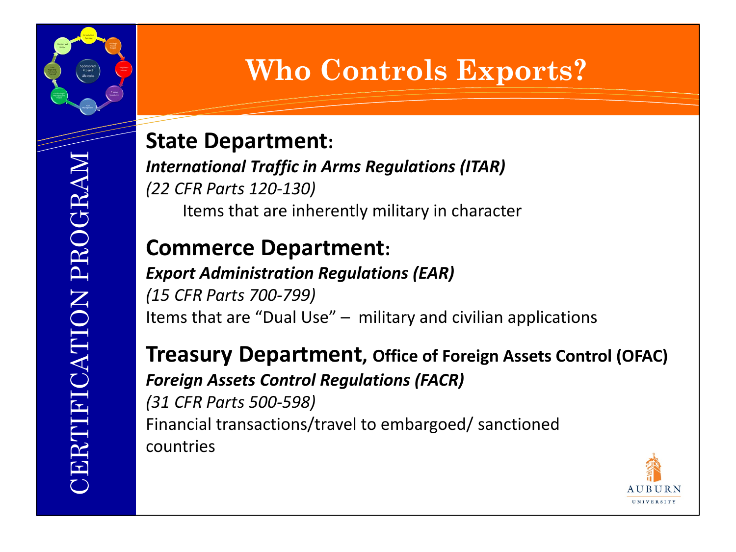# Who Controls Exports?

**State Department:**

***International Traffic in Arms Regulations (ITAR)***

*(22 CFR Parts 120-130)*

Items that are inherently military in character

**Commerce Department:**

***Export Administration Regulations (EAR)***

*(15 CFR Parts 700-799)*

Items that are "Dual Use" – military and civilian applications

**Treasury Department, Office of Foreign Assets Control (OFAC)**

***Foreign Assets Control Regulations (FACR)***

*(31 CFR Parts 500-598)*

Financial transactions/travel to embargoed/ sanctioned countries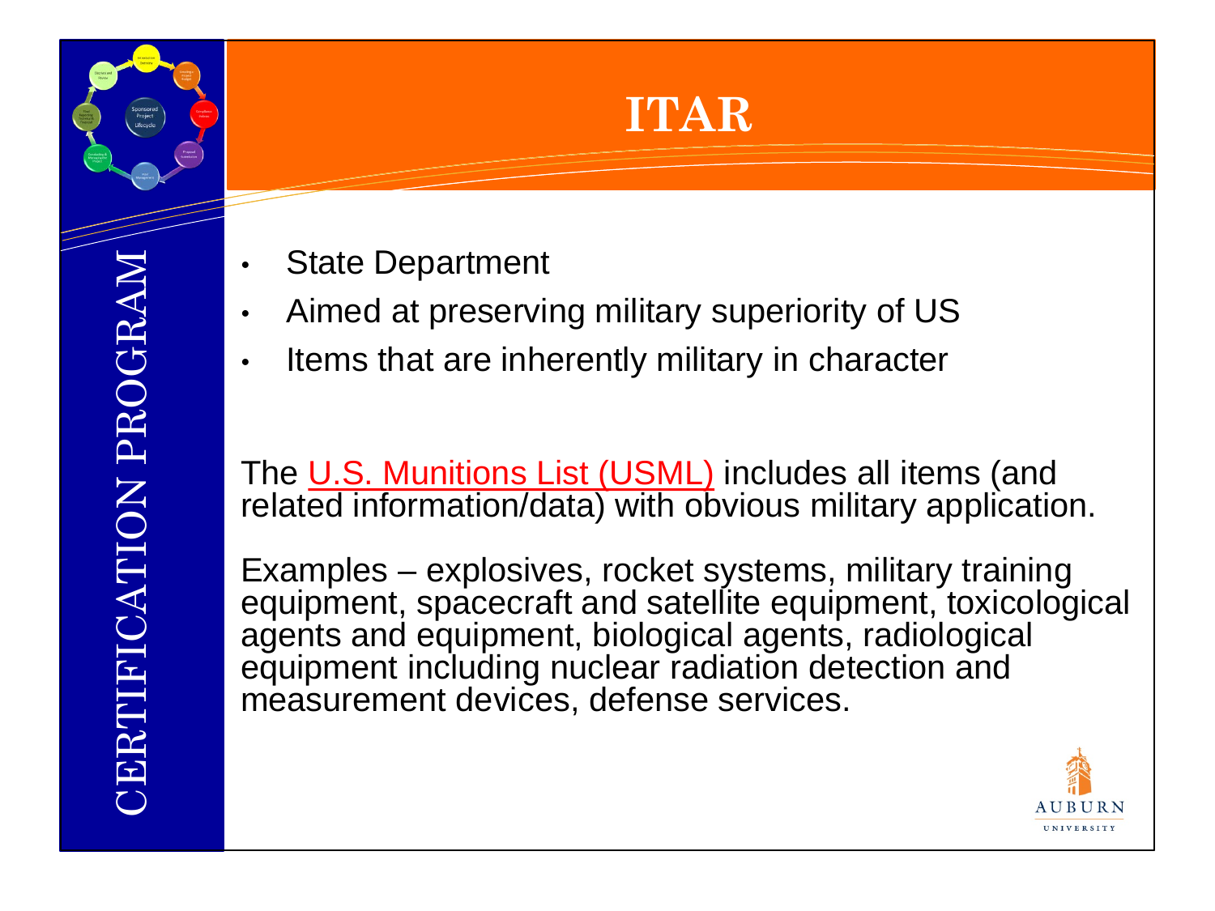# ITAR

- State Department
- Aimed at preserving military superiority of US
- Items that are inherently military in character

The U.S. Munitions List (USML) includes all items (and related information/data) with obvious military application.

Examples – explosives, rocket systems, military training equipment, spacecraft and satellite equipment, toxicological agents and equipment, biological agents, radiological equipment including nuclear radiation detection and measurement devices, defense services.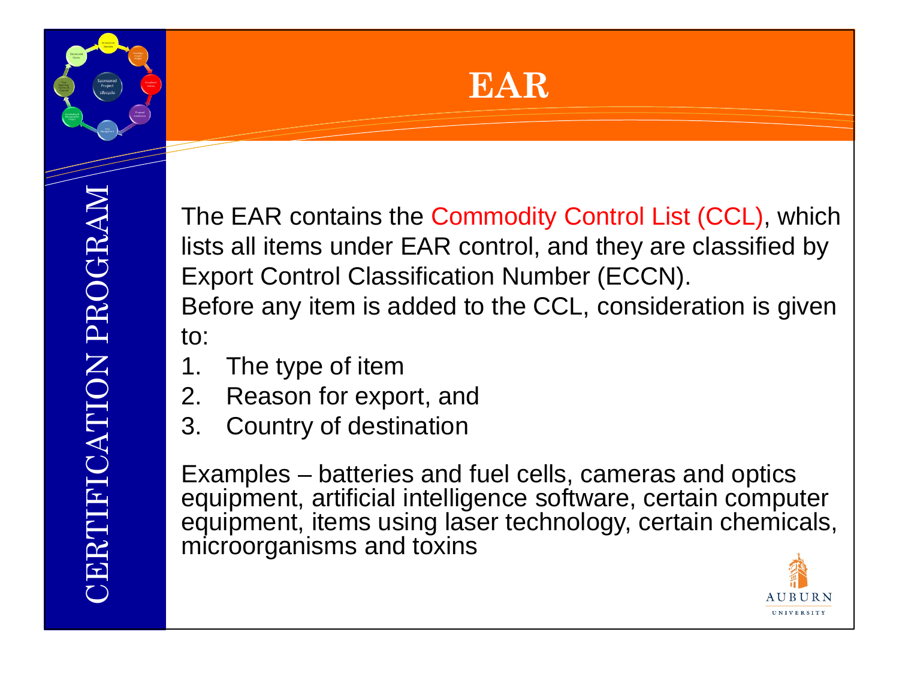# EAR

The EAR contains the Commodity Control List (CCL), which lists all items under EAR control, and they are classified by Export Control Classification Number (ECCN).

Before any item is added to the CCL, consideration is given to:

1. The type of item
2. Reason for export, and
3. Country of destination

Examples – batteries and fuel cells, cameras and optics equipment, artificial intelligence software, certain computer equipment, items using laser technology, certain chemicals, microorganisms and toxins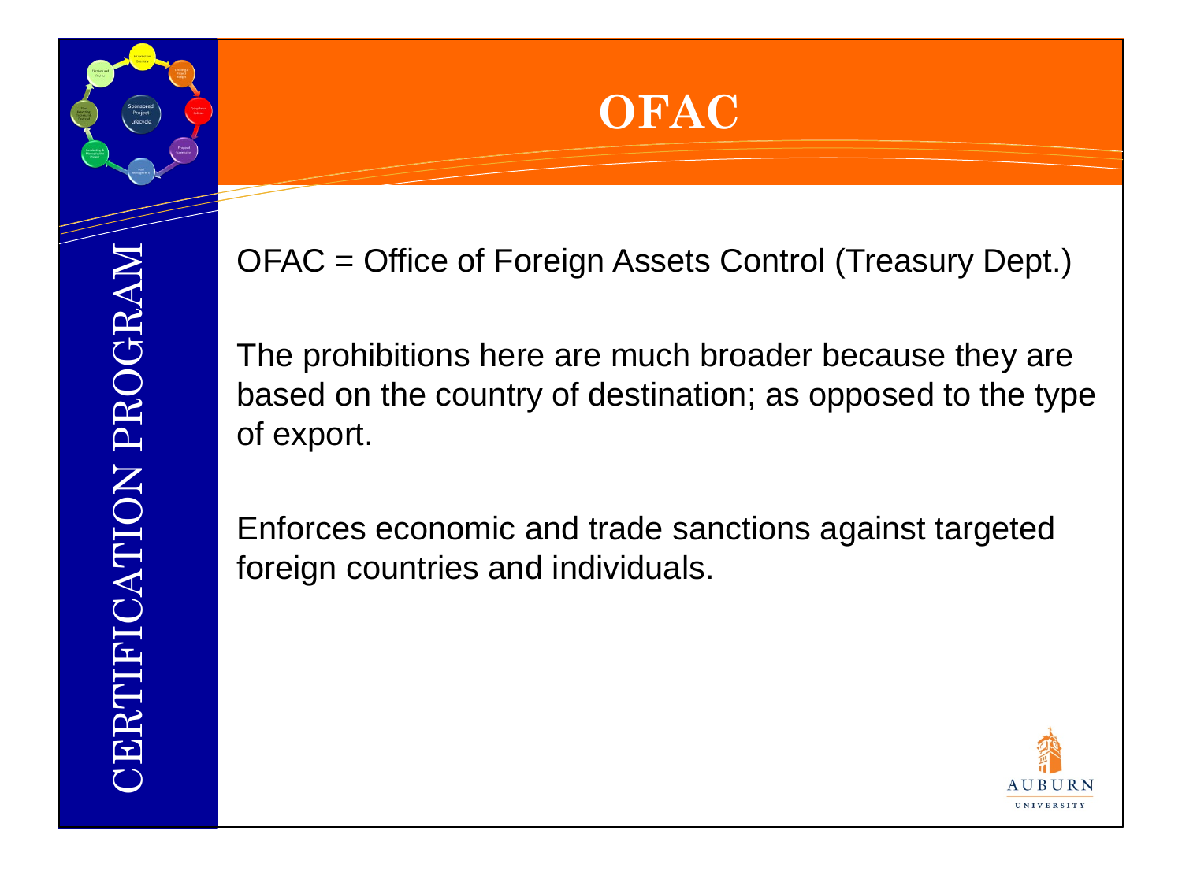# OFAC

OFAC = Office of Foreign Assets Control (Treasury Dept.)

The prohibitions here are much broader because they are based on the country of destination; as opposed to the type of export.

Enforces economic and trade sanctions against targeted foreign countries and individuals.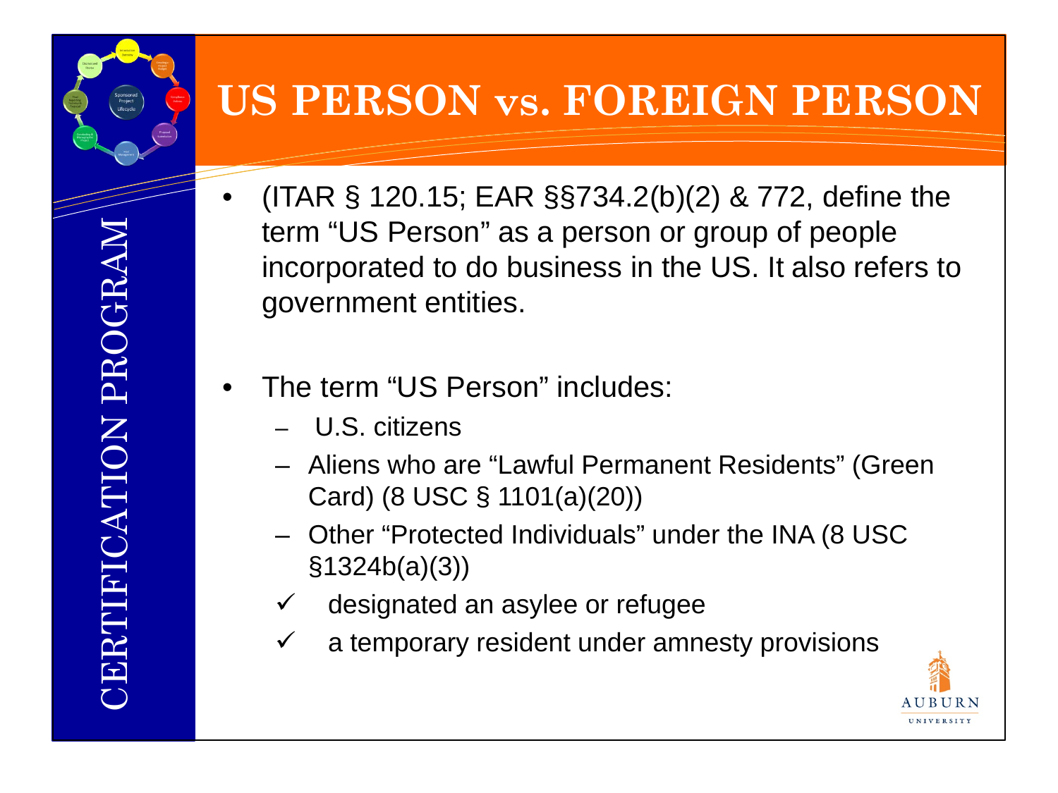# US PERSON vs. FOREIGN PERSON

- (ITAR § 120.15; EAR §§734.2(b)(2) & 772, define the term "US Person" as a person or group of people incorporated to do business in the US. It also refers to government entities.

- The term "US Person" includes:
  - U.S. citizens
  - Aliens who are "Lawful Permanent Residents" (Green Card) (8 USC § 1101(a)(20))
  - Other "Protected Individuals" under the INA (8 USC §1324b(a)(3))
    - ✓ designated an asylee or refugee
    - ✓ a temporary resident under amnesty provisions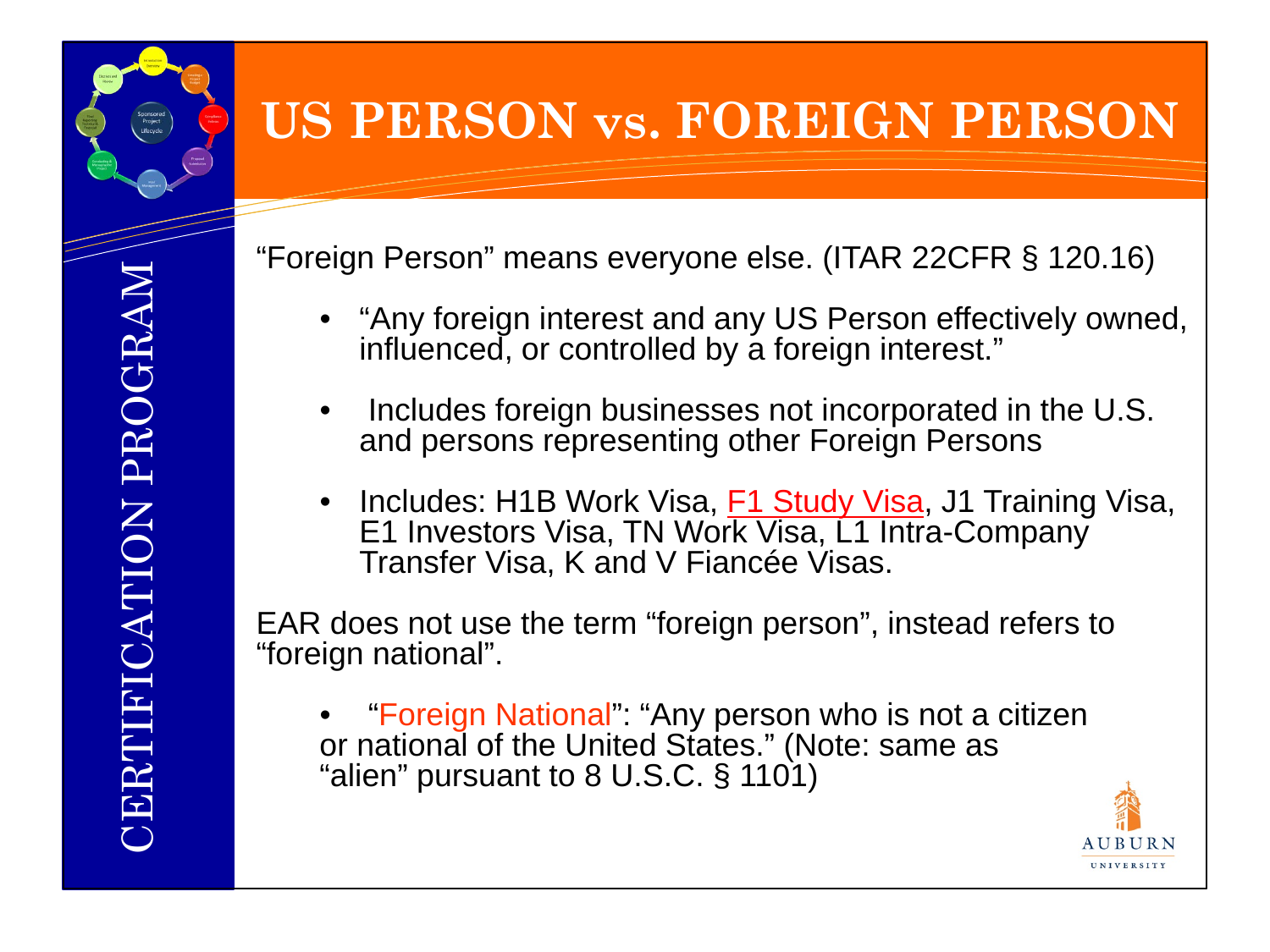# US PERSON vs. FOREIGN PERSON

"Foreign Person" means everyone else. (ITAR 22CFR § 120.16)

- "Any foreign interest and any US Person effectively owned, influenced, or controlled by a foreign interest."
- Includes foreign businesses not incorporated in the U.S. and persons representing other Foreign Persons
- Includes: H1B Work Visa, F1 Study Visa, J1 Training Visa, E1 Investors Visa, TN Work Visa, L1 Intra-Company Transfer Visa, K and V Fiancée Visas.

EAR does not use the term "foreign person", instead refers to "foreign national".

- "Foreign National": "Any person who is not a citizen or national of the United States." (Note: same as "alien" pursuant to 8 U.S.C. § 1101)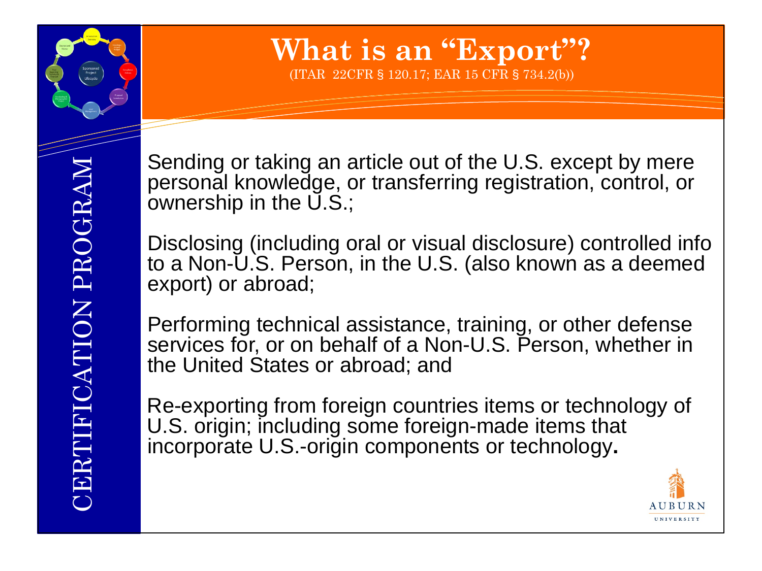# What is an "Export"?

(ITAR 22CFR § 120.17; EAR 15 CFR § 734.2(b))

Sending or taking an article out of the U.S. except by mere personal knowledge, or transferring registration, control, or ownership in the U.S.;

Disclosing (including oral or visual disclosure) controlled info to a Non-U.S. Person, in the U.S. (also known as a deemed export) or abroad;

Performing technical assistance, training, or other defense services for, or on behalf of a Non-U.S. Person, whether in the United States or abroad; and

Re-exporting from foreign countries items or technology of U.S. origin; including some foreign-made items that incorporate U.S.-origin components or technology**.**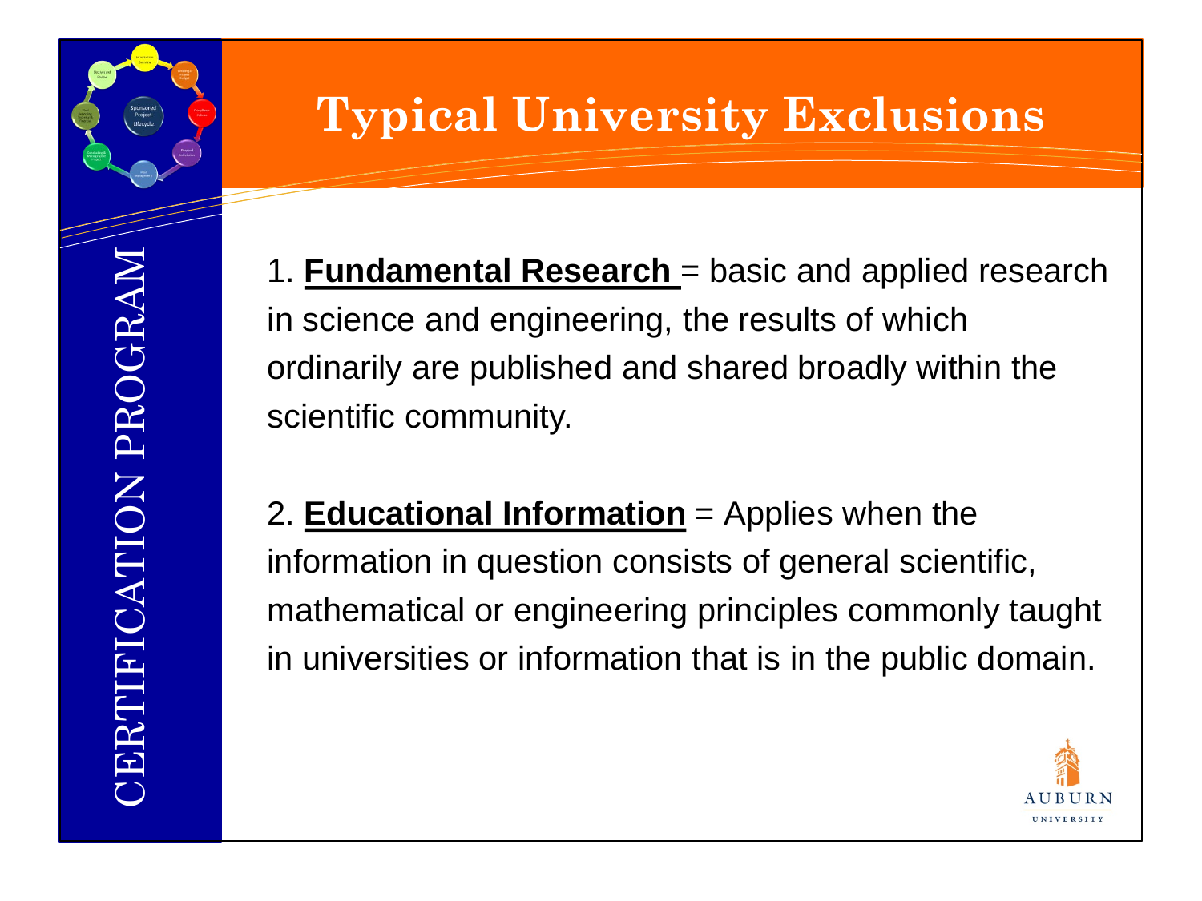# Typical University Exclusions

1. **Fundamental Research** = basic and applied research in science and engineering, the results of which ordinarily are published and shared broadly within the scientific community.

2. **Educational Information** = Applies when the information in question consists of general scientific, mathematical or engineering principles commonly taught in universities or information that is in the public domain.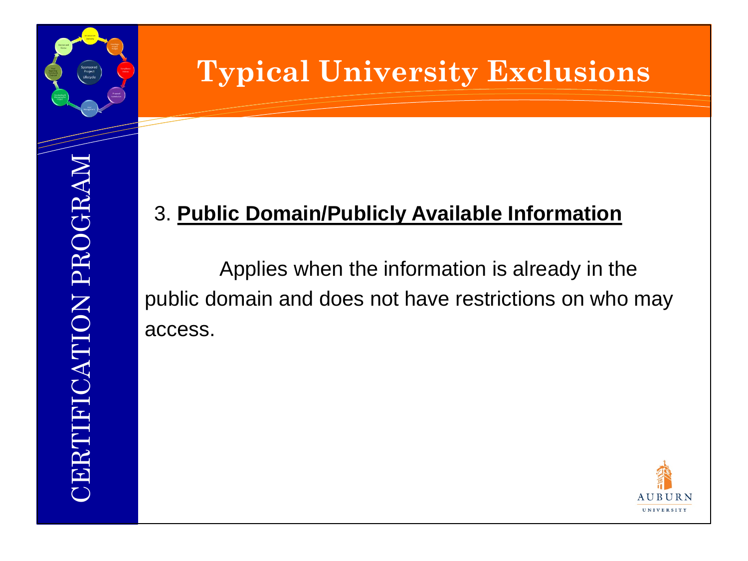# Typical University Exclusions

3. **Public Domain/Publicly Available Information**

Applies when the information is already in the public domain and does not have restrictions on who may access.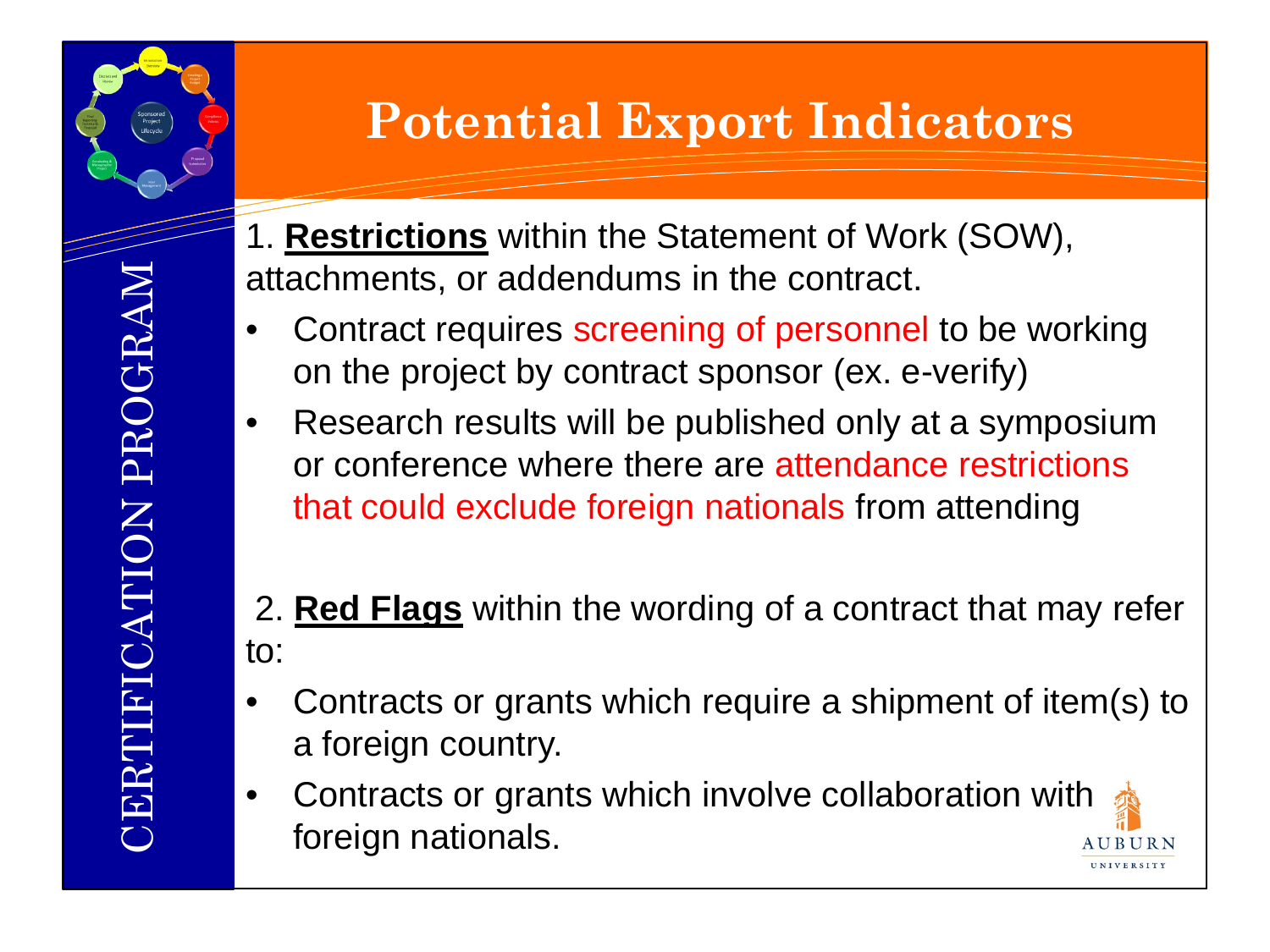# Potential Export Indicators

1. **Restrictions** within the Statement of Work (SOW), attachments, or addendums in the contract.

- Contract requires screening of personnel to be working on the project by contract sponsor (ex. e-verify)
- Research results will be published only at a symposium or conference where there are attendance restrictions that could exclude foreign nationals from attending

2. **Red Flags** within the wording of a contract that may refer to:

- Contracts or grants which require a shipment of item(s) to a foreign country.
- Contracts or grants which involve collaboration with foreign nationals.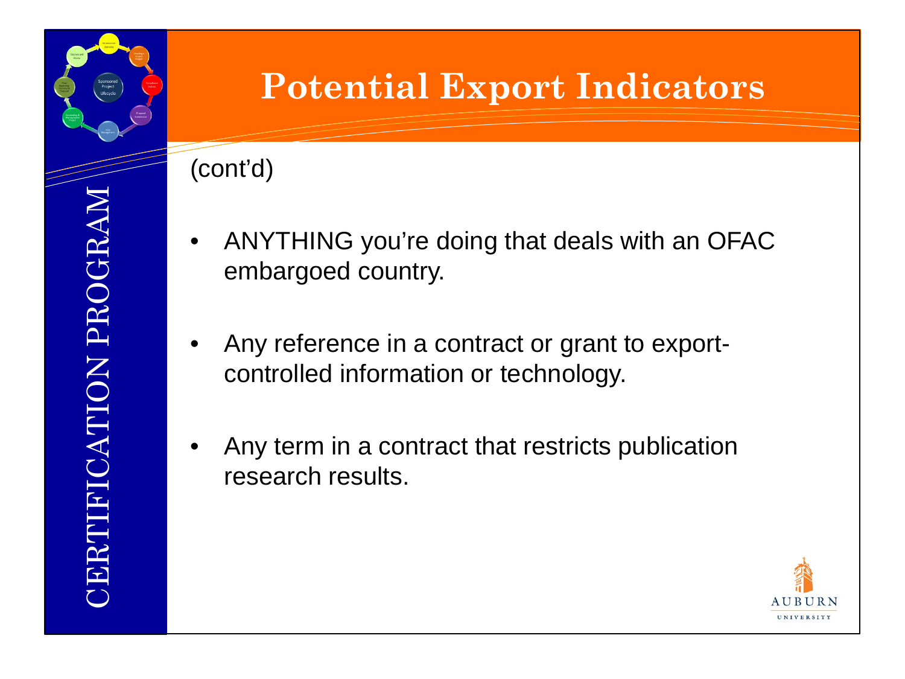# Potential Export Indicators

(cont'd)

- ANYTHING you're doing that deals with an OFAC embargoed country.
- Any reference in a contract or grant to export-controlled information or technology.
- Any term in a contract that restricts publication research results.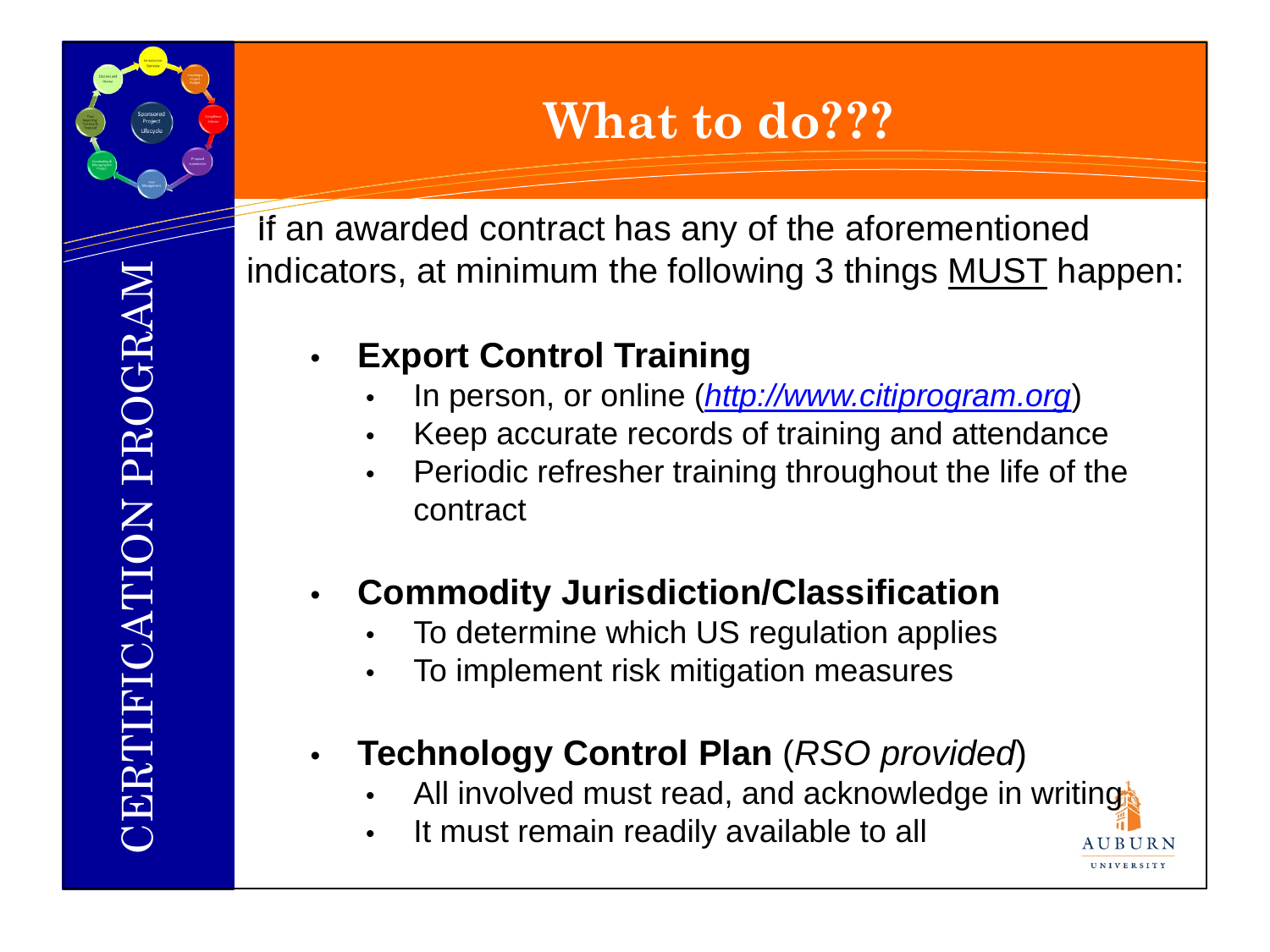# What to do???

If an awarded contract has any of the aforementioned indicators, at minimum the following 3 things MUST happen:

- **Export Control Training**
  - In person, or online (*http://www.citiprogram.org*)
  - Keep accurate records of training and attendance
  - Periodic refresher training throughout the life of the contract
- **Commodity Jurisdiction/Classification**
  - To determine which US regulation applies
  - To implement risk mitigation measures
- **Technology Control Plan** (*RSO provided*)
  - All involved must read, and acknowledge in writing
  - It must remain readily available to all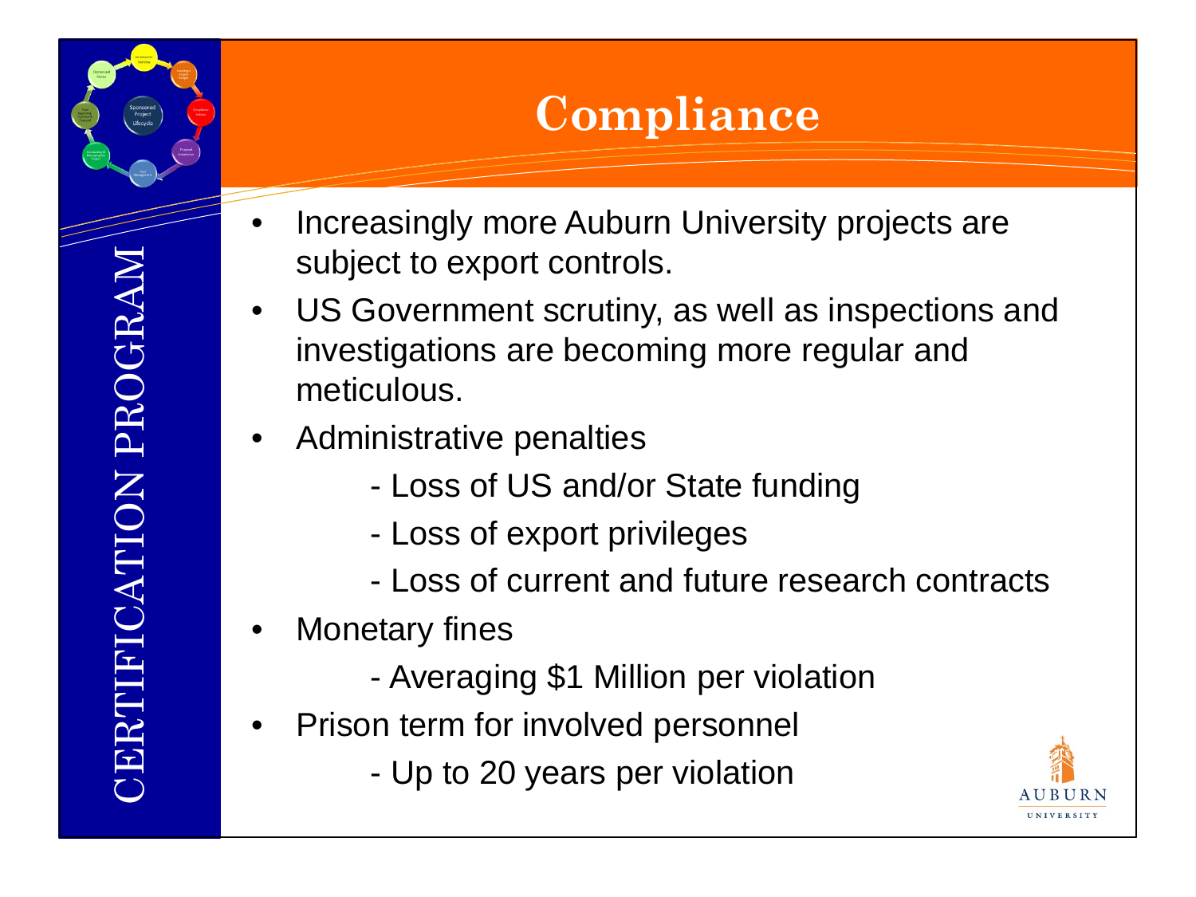# Compliance

- Increasingly more Auburn University projects are subject to export controls.
- US Government scrutiny, as well as inspections and investigations are becoming more regular and meticulous.
- Administrative penalties
  - Loss of US and/or State funding
  - Loss of export privileges
  - Loss of current and future research contracts
- Monetary fines
  - Averaging $1 Million per violation
- Prison term for involved personnel
  - Up to 20 years per violation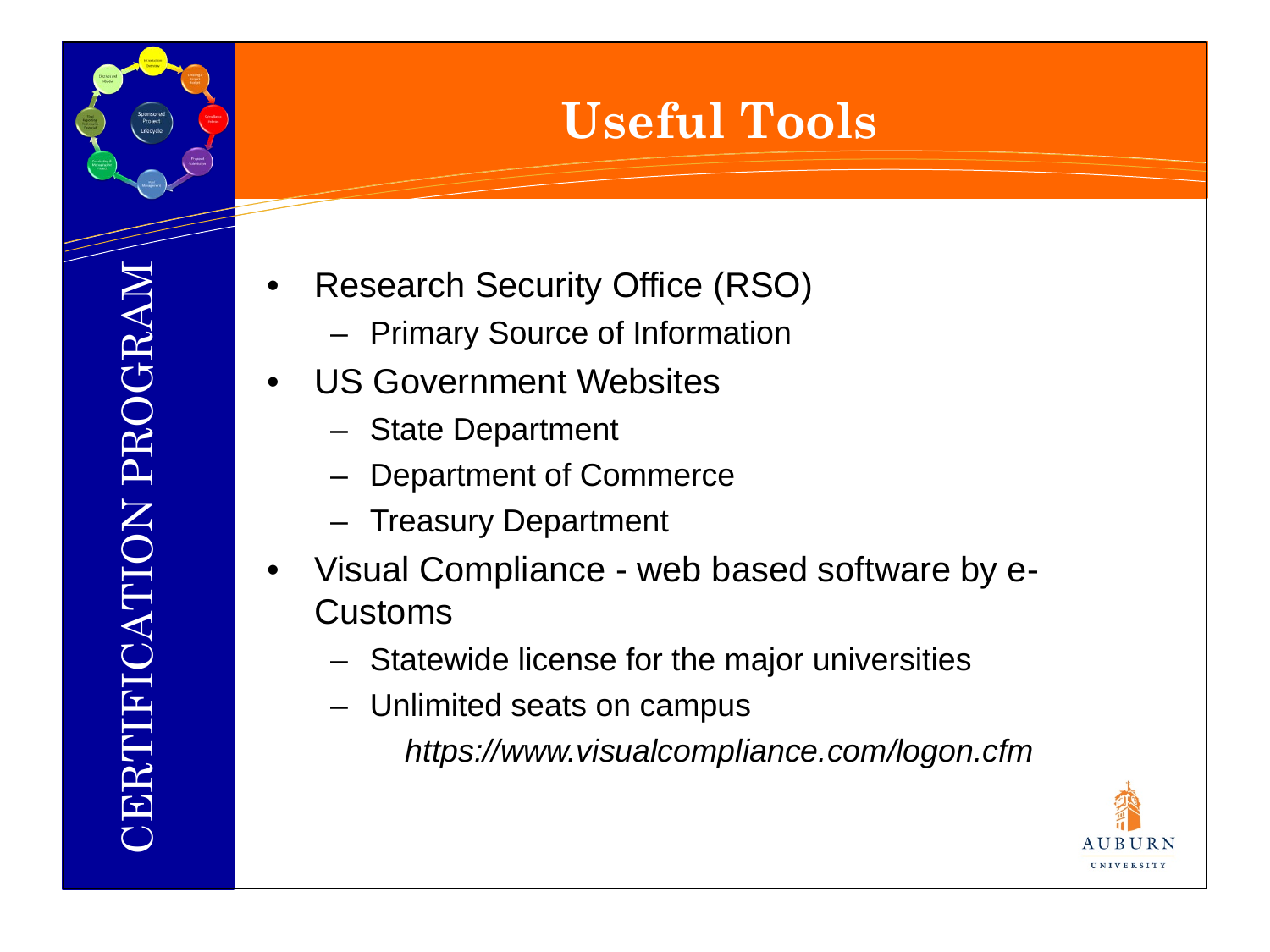# Useful Tools

- Research Security Office (RSO)
  - Primary Source of Information
- US Government Websites
  - State Department
  - Department of Commerce
  - Treasury Department
- Visual Compliance - web based software by e-Customs
  - Statewide license for the major universities
  - Unlimited seats on campus

    *https://www.visualcompliance.com/logon.cfm*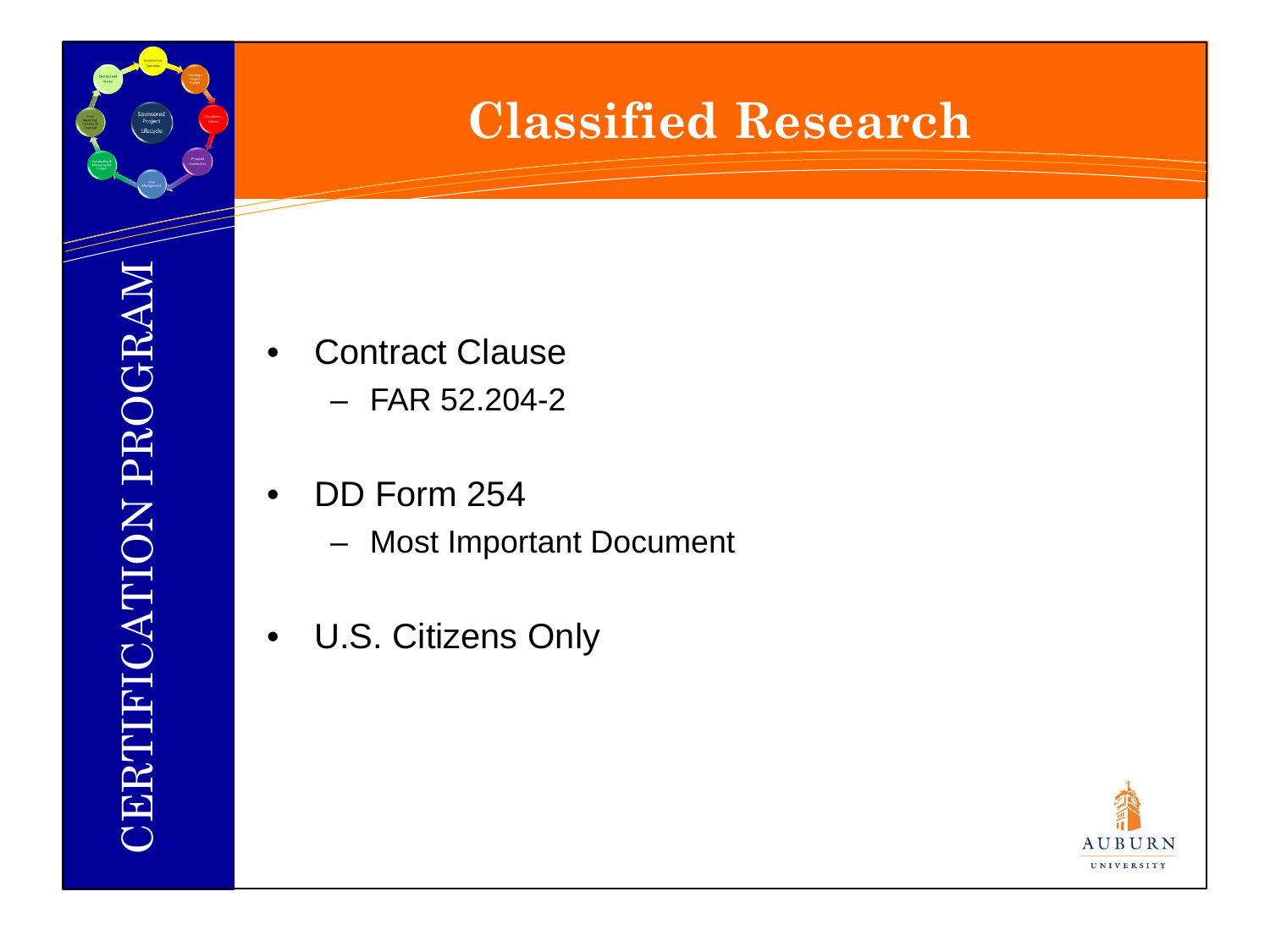# Classified Research

- Contract Clause
  - FAR 52.204-2
- DD Form 254
  - Most Important Document
- U.S. Citizens Only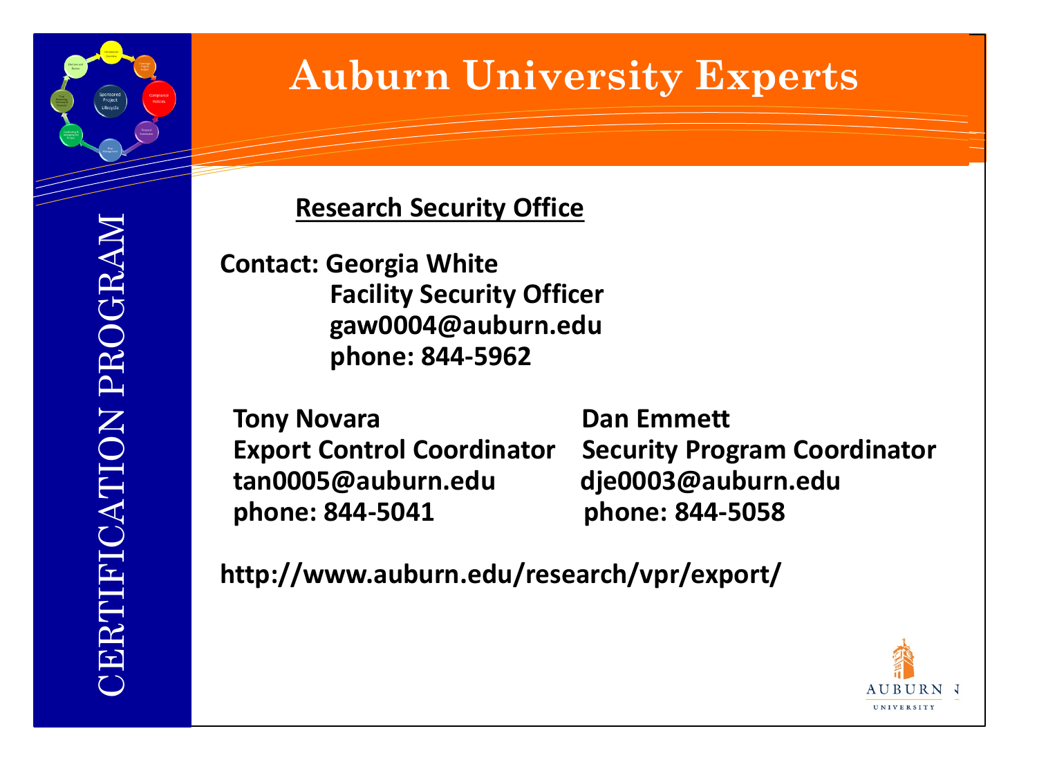# Auburn University Experts

## Research Security Office

**Contact: Georgia White**
**Facility Security Officer**
**gaw0004@auburn.edu**
**phone: 844-5962**

**Tony Novara**
**Export Control Coordinator**
**tan0005@auburn.edu**
**phone: 844-5041**

**Dan Emmett**
**Security Program Coordinator**
**dje0003@auburn.edu**
**phone: 844-5058**

**http://www.auburn.edu/research/vpr/export/**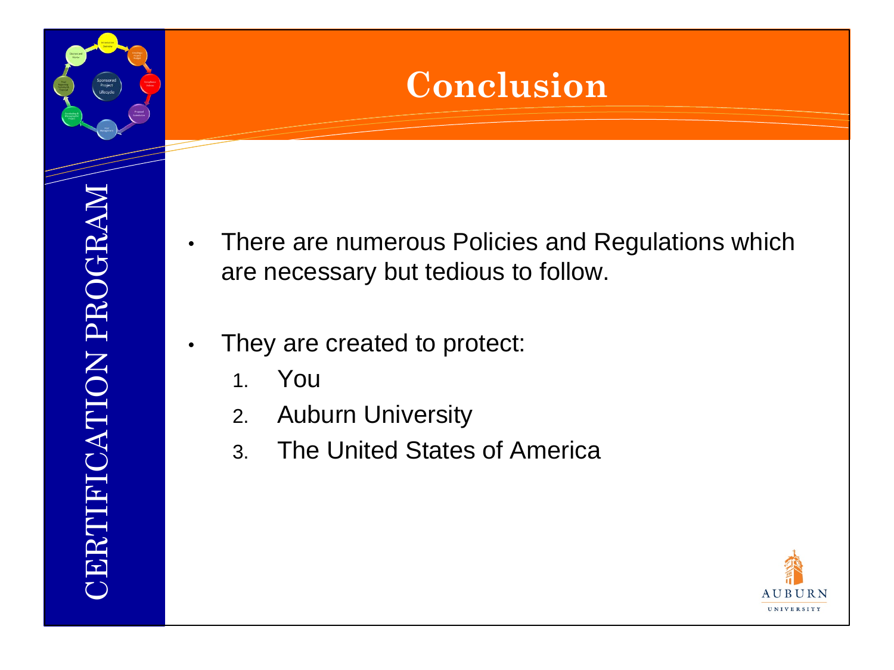# Conclusion

- There are numerous Policies and Regulations which are necessary but tedious to follow.
- They are created to protect:
  1. You
  2. Auburn University
  3. The United States of America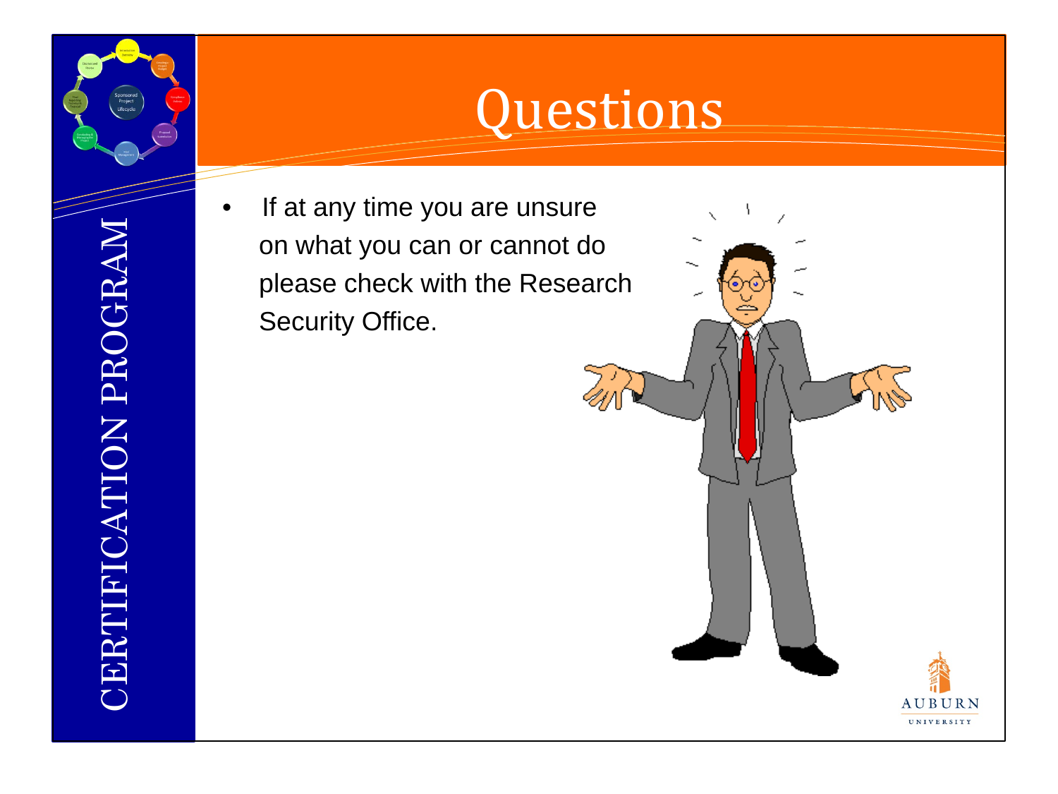CERTIFICATION PROGRAM

# Questions

- If at any time you are unsure on what you can or cannot do please check with the Research Security Office.

AUBURN UNIVERSITY